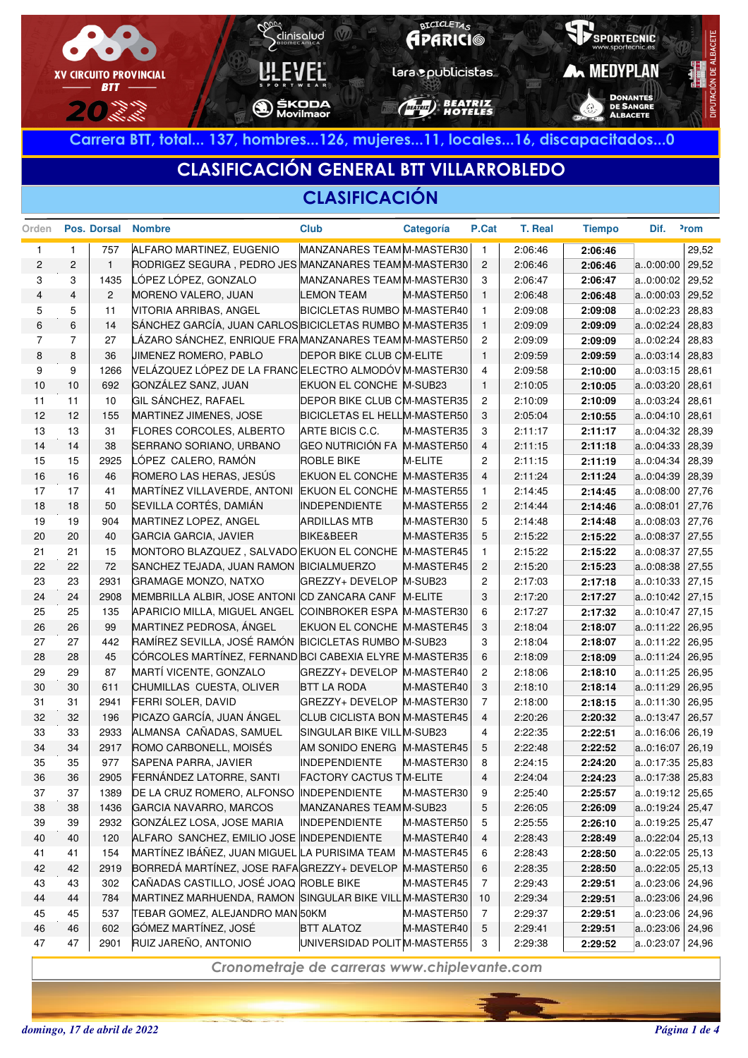**XV CIRCUITO PROVINCIAL BTT 2022**

**Carrera BTT, total... 137, hombres...126, mujeres...11, locales...16, discapacitados...0**

## CLASIFICACIÓN GENERAL BTT VILLARROBLEDO

### CLASIFICACIÓN

| Orden | Pos. | Dorsal | Nombre | Club | Categoría | P.Cat | T. Real | Tiempo | Dif. | Prom |
|---|---|---|---|---|---|---|---|---|---|---|
| 1 | 1 | 757 | ALFARO MARTINEZ, EUGENIO | MANZANARES TEAM | M-MASTER30 | 1 | 2:06:46 | **2:06:46** | | 29,52 |
| 2 | 2 | 1 | RODRIGEZ SEGURA , PEDRO JES | MANZANARES TEAM | M-MASTER30 | 2 | 2:06:46 | **2:06:46** | a..0:00:00 | 29,52 |
| 3 | 3 | 1435 | LÓPEZ LÓPEZ, GONZALO | MANZANARES TEAM | M-MASTER30 | 3 | 2:06:47 | **2:06:47** | a..0:00:02 | 29,52 |
| 4 | 4 | 2 | MORENO VALERO, JUAN | LEMON TEAM | M-MASTER50 | 1 | 2:06:48 | **2:06:48** | a..0:00:03 | 29,52 |
| 5 | 5 | 11 | VITORIA ARRIBAS, ANGEL | BICICLETAS RUMBO | M-MASTER40 | 1 | 2:09:08 | **2:09:08** | a..0:02:23 | 28,83 |
| 6 | 6 | 14 | SÁNCHEZ GARCÍA, JUAN CARLOS | BICICLETAS RUMBO | M-MASTER35 | 1 | 2:09:09 | **2:09:09** | a..0:02:24 | 28,83 |
| 7 | 7 | 27 | LÁZARO SÁNCHEZ, ENRIQUE FRA | MANZANARES TEAM | M-MASTER50 | 2 | 2:09:09 | **2:09:09** | a..0:02:24 | 28,83 |
| 8 | 8 | 36 | JIMENEZ ROMERO, PABLO | DEPOR BIKE CLUB C | M-ELITE | 1 | 2:09:59 | **2:09:59** | a..0:03:14 | 28,83 |
| 9 | 9 | 1266 | VELÁZQUEZ LÓPEZ DE LA FRANC | ELECTRO ALMODÓV | M-MASTER30 | 4 | 2:09:58 | **2:10:00** | a..0:03:15 | 28,61 |
| 10 | 10 | 692 | GONZÁLEZ SANZ, JUAN | EKUON EL CONCHE | M-SUB23 | 1 | 2:10:05 | **2:10:05** | a..0:03:20 | 28,61 |
| 11 | 11 | 10 | GIL SÁNCHEZ, RAFAEL | DEPOR BIKE CLUB C | M-MASTER35 | 2 | 2:10:09 | **2:10:09** | a..0:03:24 | 28,61 |
| 12 | 12 | 155 | MARTINEZ JIMENES, JOSE | BICICLETAS EL HELL | M-MASTER50 | 3 | 2:05:04 | **2:10:55** | a..0:04:10 | 28,61 |
| 13 | 13 | 31 | FLORES CORCOLES, ALBERTO | ARTE BICIS C.C. | M-MASTER35 | 3 | 2:11:17 | **2:11:17** | a..0:04:32 | 28,39 |
| 14 | 14 | 38 | SERRANO SORIANO, URBANO | GEO NUTRICIÓN FA | M-MASTER50 | 4 | 2:11:15 | **2:11:18** | a..0:04:33 | 28,39 |
| 15 | 15 | 2925 | LÓPEZ CALERO, RAMÓN | ROBLE BIKE | M-ELITE | 2 | 2:11:15 | **2:11:19** | a..0:04:34 | 28,39 |
| 16 | 16 | 46 | ROMERO LAS HERAS, JESÚS | EKUON EL CONCHE | M-MASTER35 | 4 | 2:11:24 | **2:11:24** | a..0:04:39 | 28,39 |
| 17 | 17 | 41 | MARTÍNEZ VILLAVERDE, ANTONI | EKUON EL CONCHE | M-MASTER55 | 1 | 2:14:45 | **2:14:45** | a..0:08:00 | 27,76 |
| 18 | 18 | 50 | SEVILLA CORTÉS, DAMIÁN | INDEPENDIENTE | M-MASTER55 | 2 | 2:14:44 | **2:14:46** | a..0:08:01 | 27,76 |
| 19 | 19 | 904 | MARTINEZ LOPEZ, ANGEL | ARDILLAS MTB | M-MASTER30 | 5 | 2:14:48 | **2:14:48** | a..0:08:03 | 27,76 |
| 20 | 20 | 40 | GARCIA GARCIA, JAVIER | BIKE&BEER | M-MASTER35 | 5 | 2:15:22 | **2:15:22** | a..0:08:37 | 27,55 |
| 21 | 21 | 15 | MONTORO BLAZQUEZ , SALVADO | EKUON EL CONCHE | M-MASTER45 | 1 | 2:15:22 | **2:15:22** | a..0:08:37 | 27,55 |
| 22 | 22 | 72 | SANCHEZ TEJADA, JUAN RAMON | BICIALMUERZO | M-MASTER45 | 2 | 2:15:20 | **2:15:23** | a..0:08:38 | 27,55 |
| 23 | 23 | 2931 | GRAMAGE MONZO, NATXO | GREZZY+ DEVELOP | M-SUB23 | 2 | 2:17:03 | **2:17:18** | a..0:10:33 | 27,15 |
| 24 | 24 | 2908 | MEMBRILLA ALBIR, JOSE ANTONI | CD ZANCARA CANF | M-ELITE | 3 | 2:17:20 | **2:17:27** | a..0:10:42 | 27,15 |
| 25 | 25 | 135 | APARICIO MILLA, MIGUEL ANGEL | COINBROKER ESPA | M-MASTER30 | 6 | 2:17:27 | **2:17:32** | a..0:10:47 | 27,15 |
| 26 | 26 | 99 | MARTINEZ PEDROSA, ÁNGEL | EKUON EL CONCHE | M-MASTER45 | 3 | 2:18:04 | **2:18:07** | a..0:11:22 | 26,95 |
| 27 | 27 | 442 | RAMÍREZ SEVILLA, JOSÉ RAMÓN | BICICLETAS RUMBO | M-SUB23 | 3 | 2:18:04 | **2:18:07** | a..0:11:22 | 26,95 |
| 28 | 28 | 45 | CÓRCOLES MARTÍNEZ, FERNAND | BCI CABEXIA ELYRE | M-MASTER35 | 6 | 2:18:09 | **2:18:09** | a..0:11:24 | 26,95 |
| 29 | 29 | 87 | MARTÍ VICENTE, GONZALO | GREZZY+ DEVELOP | M-MASTER40 | 2 | 2:18:06 | **2:18:10** | a..0:11:25 | 26,95 |
| 30 | 30 | 611 | CHUMILLAS CUESTA, OLIVER | BTT LA RODA | M-MASTER40 | 3 | 2:18:10 | **2:18:14** | a..0:11:29 | 26,95 |
| 31 | 31 | 2941 | FERRI SOLER, DAVID | GREZZY+ DEVELOP | M-MASTER30 | 7 | 2:18:00 | **2:18:15** | a..0:11:30 | 26,95 |
| 32 | 32 | 196 | PICAZO GARCÍA, JUAN ÁNGEL | CLUB CICLISTA BON | M-MASTER45 | 4 | 2:20:26 | **2:20:32** | a..0:13:47 | 26,57 |
| 33 | 33 | 2933 | ALMANSA CAÑADAS, SAMUEL | SINGULAR BIKE VILL | M-SUB23 | 4 | 2:22:35 | **2:22:51** | a..0:16:06 | 26,19 |
| 34 | 34 | 2917 | ROMO CARBONELL, MOISÉS | AM SONIDO ENERG | M-MASTER45 | 5 | 2:22:48 | **2:22:52** | a..0:16:07 | 26,19 |
| 35 | 35 | 977 | SAPENA PARRA, JAVIER | INDEPENDIENTE | M-MASTER30 | 8 | 2:24:15 | **2:24:20** | a..0:17:35 | 25,83 |
| 36 | 36 | 2905 | FERNÁNDEZ LATORRE, SANTI | FACTORY CACTUS T | M-ELITE | 4 | 2:24:04 | **2:24:23** | a..0:17:38 | 25,83 |
| 37 | 37 | 1389 | DE LA CRUZ ROMERO, ALFONSO | INDEPENDIENTE | M-MASTER30 | 9 | 2:25:40 | **2:25:57** | a..0:19:12 | 25,65 |
| 38 | 38 | 1436 | GARCIA NAVARRO, MARCOS | MANZANARES TEAM | M-SUB23 | 5 | 2:26:05 | **2:26:09** | a..0:19:24 | 25,47 |
| 39 | 39 | 2932 | GONZÁLEZ LOSA, JOSE MARIA | INDEPENDIENTE | M-MASTER50 | 5 | 2:25:55 | **2:26:10** | a..0:19:25 | 25,47 |
| 40 | 40 | 120 | ALFARO SANCHEZ, EMILIO JOSE | INDEPENDIENTE | M-MASTER40 | 4 | 2:28:43 | **2:28:49** | a..0:22:04 | 25,13 |
| 41 | 41 | 154 | MARTÍNEZ IBÁÑEZ, JUAN MIGUEL | LA PURISIMA TEAM | M-MASTER45 | 6 | 2:28:43 | **2:28:50** | a..0:22:05 | 25,13 |
| 42 | 42 | 2919 | BORREDÁ MARTÍNEZ, JOSE RAFA | GREZZY+ DEVELOP | M-MASTER50 | 6 | 2:28:35 | **2:28:50** | a..0:22:05 | 25,13 |
| 43 | 43 | 302 | CAÑADAS CASTILLO, JOSÉ JOAQ | ROBLE BIKE | M-MASTER45 | 7 | 2:29:43 | **2:29:51** | a..0:23:06 | 24,96 |
| 44 | 44 | 784 | MARTINEZ MARHUENDA, RAMON | SINGULAR BIKE VILL | M-MASTER30 | 10 | 2:29:34 | **2:29:51** | a..0:23:06 | 24,96 |
| 45 | 45 | 537 | TEBAR GOMEZ, ALEJANDRO MAN | 50KM | M-MASTER50 | 7 | 2:29:37 | **2:29:51** | a..0:23:06 | 24,96 |
| 46 | 46 | 602 | GÓMEZ MARTÍNEZ, JOSÉ | BTT ALATOZ | M-MASTER40 | 5 | 2:29:41 | **2:29:51** | a..0:23:06 | 24,96 |
| 47 | 47 | 2901 | RUIZ JAREÑO, ANTONIO | UNIVERSIDAD POLIT | M-MASTER55 | 3 | 2:29:38 | **2:29:52** | a..0:23:07 | 24,96 |

*Cronometraje de carreras www.chiplevante.com*

*domingo, 17 de abril de 2022*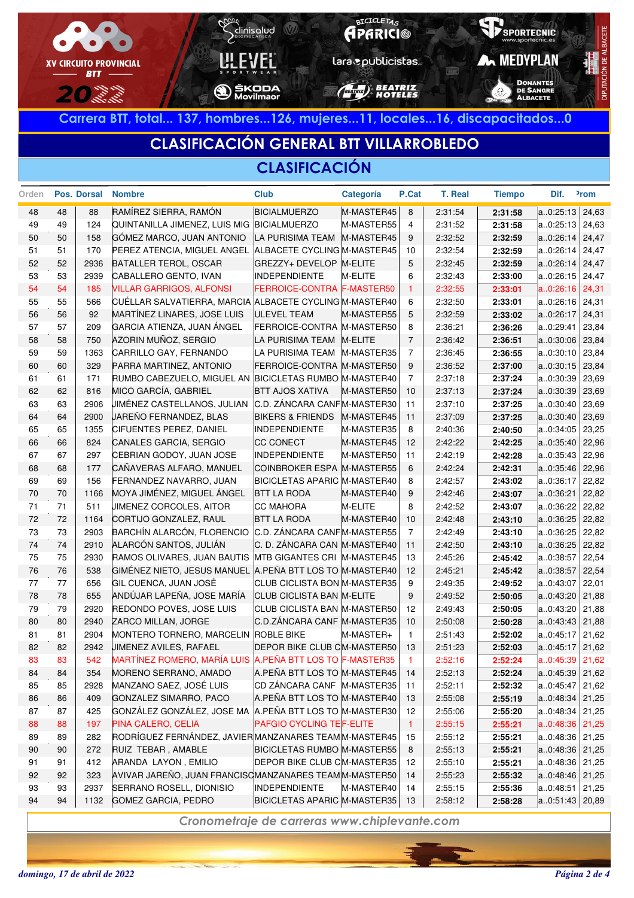Carrera BTT, total... 137, hombres...126, mujeres...11, locales...16, discapacitados...0

## CLASIFICACIÓN GENERAL BTT VILLARROBLEDO

## CLASIFICACIÓN

| Orden | Pos. | Dorsal | Nombre | Club | Categoría | P.Cat | T. Real | Tiempo | Dif. | Prom |
|---|---|---|---|---|---|---|---|---|---|---|
| 48 | 48 | 88 | RAMÍREZ SIERRA, RAMÓN | BICIALMUERZO | M-MASTER45 | 8 | 2:31:54 | **2:31:58** | a..0:25:13 | 24,63 |
| 49 | 49 | 124 | QUINTANILLA JIMENEZ, LUIS MIG | BICIALMUERZO | M-MASTER55 | 4 | 2:31:52 | **2:31:58** | a..0:25:13 | 24,63 |
| 50 | 50 | 158 | GÓMEZ MARCO, JUAN ANTONIO | LA PURISIMA TEAM | M-MASTER45 | 9 | 2:32:52 | **2:32:59** | a..0:26:14 | 24,47 |
| 51 | 51 | 170 | PEREZ ATENCIA, MIGUEL ANGEL | ALBACETE CYCLING | M-MASTER45 | 10 | 2:32:54 | **2:32:59** | a..0:26:14 | 24,47 |
| 52 | 52 | 2936 | BATALLER TEROL, OSCAR | GREZZY+ DEVELOP | M-ELITE | 5 | 2:32:45 | **2:32:59** | a..0:26:14 | 24,47 |
| 53 | 53 | 2939 | CABALLERO GENTO, IVAN | INDEPENDIENTE | M-ELITE | 6 | 2:32:43 | **2:33:00** | a..0:26:15 | 24,47 |
| 54 | 54 | 185 | VILLAR GARRIGOS, ALFONSI | FERROICE-CONTRA | F-MASTER50 | 1 | 2:32:55 | **2:33:01** | a..0:26:16 | 24,31 |
| 55 | 55 | 566 | CUÉLLAR SALVATIERRA, MARCIA | ALBACETE CYCLING | M-MASTER40 | 6 | 2:32:50 | **2:33:01** | a..0:26:16 | 24,31 |
| 56 | 56 | 92 | MARTÍNEZ LINARES, JOSE LUIS | ULEVEL TEAM | M-MASTER55 | 5 | 2:32:59 | **2:33:02** | a..0:26:17 | 24,31 |
| 57 | 57 | 209 | GARCIA ATIENZA, JUAN ÁNGEL | FERROICE-CONTRA | M-MASTER50 | 8 | 2:36:21 | **2:36:26** | a..0:29:41 | 23,84 |
| 58 | 58 | 750 | AZORIN MUÑOZ, SERGIO | LA PURISIMA TEAM | M-ELITE | 7 | 2:36:42 | **2:36:51** | a..0:30:06 | 23,84 |
| 59 | 59 | 1363 | CARRILLO GAY, FERNANDO | LA PURISIMA TEAM | M-MASTER35 | 7 | 2:36:45 | **2:36:55** | a..0:30:10 | 23,84 |
| 60 | 60 | 329 | PARRA MARTINEZ, ANTONIO | FERROICE-CONTRA | M-MASTER50 | 9 | 2:36:52 | **2:37:00** | a..0:30:15 | 23,84 |
| 61 | 61 | 171 | RUMBO CABEZUELO, MIGUEL AN | BICICLETAS RUMBO | M-MASTER40 | 7 | 2:37:18 | **2:37:24** | a..0:30:39 | 23,69 |
| 62 | 62 | 816 | MICO GARCÍA, GABRIEL | BTT AJOS XATIVA | M-MASTER50 | 10 | 2:37:13 | **2:37:24** | a..0:30:39 | 23,69 |
| 63 | 63 | 2906 | JIMÉNEZ CASTELLANOS, JULIAN | C.D. ZÁNCARA CANF | M-MASTER30 | 11 | 2:37:10 | **2:37:25** | a..0:30:40 | 23,69 |
| 64 | 64 | 2900 | JAREÑO FERNANDEZ, BLAS | BIKERS & FRIENDS | M-MASTER45 | 11 | 2:37:09 | **2:37:25** | a..0:30:40 | 23,69 |
| 65 | 65 | 1355 | CIFUENTES PEREZ, DANIEL | INDEPENDIENTE | M-MASTER35 | 8 | 2:40:36 | **2:40:50** | a..0:34:05 | 23,25 |
| 66 | 66 | 824 | CANALES GARCIA, SERGIO | CC CONECT | M-MASTER45 | 12 | 2:42:22 | **2:42:25** | a..0:35:40 | 22,96 |
| 67 | 67 | 297 | CEBRIAN GODOY, JUAN JOSE | INDEPENDIENTE | M-MASTER50 | 11 | 2:42:19 | **2:42:28** | a..0:35:43 | 22,96 |
| 68 | 68 | 177 | CAÑAVERAS ALFARO, MANUEL | COINBROKER ESPA | M-MASTER55 | 6 | 2:42:24 | **2:42:31** | a..0:35:46 | 22,96 |
| 69 | 69 | 156 | FERNANDEZ NAVARRO, JUAN | BICICLETAS APARIC | M-MASTER40 | 8 | 2:42:57 | **2:43:02** | a..0:36:17 | 22,82 |
| 70 | 70 | 1166 | MOYA JIMÉNEZ, MIGUEL ÁNGEL | BTT LA RODA | M-MASTER40 | 9 | 2:42:46 | **2:43:07** | a..0:36:21 | 22,82 |
| 71 | 71 | 511 | JIMENEZ CORCOLES, AITOR | CC MAHORA | M-ELITE | 8 | 2:42:52 | **2:43:07** | a..0:36:22 | 22,82 |
| 72 | 72 | 1164 | CORTIJO GONZALEZ, RAUL | BTT LA RODA | M-MASTER40 | 10 | 2:42:48 | **2:43:10** | a..0:36:25 | 22,82 |
| 73 | 73 | 2903 | BARCHÍN ALARCÓN, FLORENCIO | C.D. ZÁNCARA CANF | M-MASTER55 | 7 | 2:42:49 | **2:43:10** | a..0:36:25 | 22,82 |
| 74 | 74 | 2910 | ALARCÓN SANTOS, JULIÁN | C. D. ZÁNCARA CAN | M-MASTER40 | 11 | 2:42:50 | **2:43:10** | a..0:36:25 | 22,82 |
| 75 | 75 | 2930 | RAMOS OLIVARES, JUAN BAUTIS | MTB GIGANTES CRI | M-MASTER45 | 13 | 2:45:26 | **2:45:42** | a..0:38:57 | 22,54 |
| 76 | 76 | 538 | GIMÉNEZ NIETO, JESUS MANUEL | A.PEÑA BTT LOS TO | M-MASTER40 | 12 | 2:45:21 | **2:45:42** | a..0:38:57 | 22,54 |
| 77 | 77 | 656 | GIL CUENCA, JUAN JOSÉ | CLUB CICLISTA BON | M-MASTER35 | 9 | 2:49:35 | **2:49:52** | a..0:43:07 | 22,01 |
| 78 | 78 | 655 | ANDÚJAR LAPEÑA, JOSE MARÍA | CLUB CICLISTA BAN | M-ELITE | 9 | 2:49:52 | **2:50:05** | a..0:43:20 | 21,88 |
| 79 | 79 | 2920 | REDONDO POVES, JOSE LUIS | CLUB CICLISTA BAN | M-MASTER50 | 12 | 2:49:43 | **2:50:05** | a..0:43:20 | 21,88 |
| 80 | 80 | 2940 | ZARCO MILLAN, JORGE | C.D.ZÁNCARA CANF | M-MASTER35 | 10 | 2:50:08 | **2:50:28** | a..0:43:43 | 21,88 |
| 81 | 81 | 2904 | MONTERO TORNERO, MARCELIN | ROBLE BIKE | M-MASTER+ | 1 | 2:51:43 | **2:52:02** | a..0:45:17 | 21,62 |
| 82 | 82 | 2942 | JIMENEZ AVILES, RAFAEL | DEPOR BIKE CLUB C | M-MASTER50 | 13 | 2:51:23 | **2:52:03** | a..0:45:17 | 21,62 |
| 83 | 83 | 542 | MARTÍNEZ ROMERO, MARÍA LUIS | A.PEÑA BTT LOS TO | F-MASTER35 | 1 | 2:52:16 | **2:52:24** | a..0:45:39 | 21,62 |
| 84 | 84 | 354 | MORENO SERRANO, AMADO | A.PEÑA BTT LOS TO | M-MASTER45 | 14 | 2:52:13 | **2:52:24** | a..0:45:39 | 21,62 |
| 85 | 85 | 2928 | MANZANO SAEZ, JOSÉ LUIS | CD ZÁNCARA CANF | M-MASTER35 | 11 | 2:52:11 | **2:52:32** | a..0:45:47 | 21,62 |
| 86 | 86 | 409 | GONZALEZ SIMARRO, PACO | A.PEÑA BTT LOS TO | M-MASTER40 | 13 | 2:55:08 | **2:55:19** | a..0:48:34 | 21,25 |
| 87 | 87 | 425 | GONZÁLEZ GONZÁLEZ, JOSE MA | A.PEÑA BTT LOS TO | M-MASTER30 | 12 | 2:55:06 | **2:55:20** | a..0:48:34 | 21,25 |
| 88 | 88 | 197 | PINA CALERO, CELIA | PAFGIO CYCLING TE | F-ELITE | 1 | 2:55:15 | **2:55:21** | a..0:48:36 | 21,25 |
| 89 | 89 | 282 | RODRÍGUEZ FERNÁNDEZ, JAVIER | MANZANARES TEAM | M-MASTER45 | 15 | 2:55:12 | **2:55:21** | a..0:48:36 | 21,25 |
| 90 | 90 | 272 | RUIZ TEBAR , AMABLE | BICICLETAS RUMBO | M-MASTER55 | 8 | 2:55:13 | **2:55:21** | a..0:48:36 | 21,25 |
| 91 | 91 | 412 | ARANDA LAYON , EMILIO | DEPOR BIKE CLUB C | M-MASTER35 | 12 | 2:55:10 | **2:55:21** | a..0:48:36 | 21,25 |
| 92 | 92 | 323 | AVIVAR JAREÑO, JUAN FRANCISC | MANZANARES TEAM | M-MASTER50 | 14 | 2:55:23 | **2:55:32** | a..0:48:46 | 21,25 |
| 93 | 93 | 2937 | SERRANO ROSELL, DIONISIO | INDEPENDIENTE | M-MASTER40 | 14 | 2:55:15 | **2:55:36** | a..0:48:51 | 21,25 |
| 94 | 94 | 1132 | GOMEZ GARCIA, PEDRO | BICICLETAS APARIC | M-MASTER35 | 13 | 2:58:12 | **2:58:28** | a..0:51:43 | 20,89 |

*Cronometraje de carreras www.chiplevante.com*

*domingo, 17 de abril de 2022*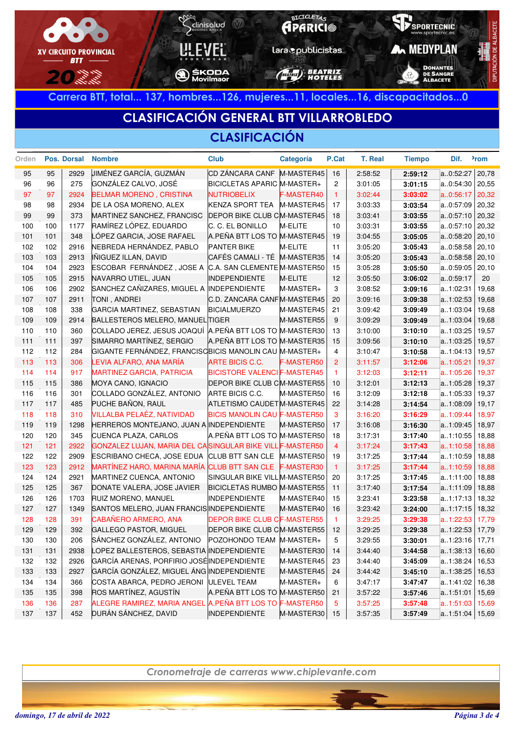Carrera BTT, total... 137, hombres...126, mujeres...11, locales...16, discapacitados...0

# CLASIFICACIÓN GENERAL BTT VILLARROBLEDO

## CLASIFICACIÓN

| Orden | Pos. | Dorsal | Nombre | Club | Categoría | P.Cat | T. Real | Tiempo | Dif. | Prom |
|---|---|---|---|---|---|---|---|---|---|---|
| 95 | 95 | 2929 | JIMÉNEZ GARCÍA, GUZMÁN | CD ZÁNCARA CANF | M-MASTER45 | 16 | 2:58:52 | **2:59:12** | a..0:52:27 | 20,78 |
| 96 | 96 | 275 | GONZÁLEZ CALVO, JOSÉ | BICICLETAS APARIC | M-MASTER+ | 2 | 3:01:05 | **3:01:15** | a..0:54:30 | 20,55 |
| 97 | 97 | 2924 | BELMAR MORENO , CRISTINA | NUTRIOBELIX | F-MASTER40 | 1 | 3:02:44 | **3:03:02** | a..0:56:17 | 20,32 |
| 98 | 98 | 2934 | DE LA OSA MORENO, ALEX | KENZA SPORT TEA | M-MASTER45 | 17 | 3:03:33 | **3:03:54** | a..0:57:09 | 20,32 |
| 99 | 99 | 373 | MARTINEZ SANCHEZ, FRANCISC | DEPOR BIKE CLUB C | M-MASTER45 | 18 | 3:03:41 | **3:03:55** | a..0:57:10 | 20,32 |
| 100 | 100 | 1177 | RAMÍREZ LÓPEZ, EDUARDO | C. C. EL BONILLO | M-ELITE | 10 | 3:03:31 | **3:03:55** | a..0:57:10 | 20,32 |
| 101 | 101 | 348 | LÓPEZ GARCIA, JOSE RAFAEL | A.PEÑA BTT LOS TO | M-MASTER45 | 19 | 3:04:55 | **3:05:05** | a..0:58:20 | 20,10 |
| 102 | 102 | 2916 | NEBREDA HERNÁNDEZ, PABLO | PANTER BIKE | M-ELITE | 11 | 3:05:20 | **3:05:43** | a..0:58:58 | 20,10 |
| 103 | 103 | 2913 | IÑIGUEZ ILLAN, DAVID | CAFÉS CAMALI - TÉ | M-MASTER35 | 14 | 3:05:20 | **3:05:43** | a..0:58:58 | 20,10 |
| 104 | 104 | 2923 | ESCOBAR FERNÁNDEZ , JOSE A | C.A. SAN CLEMENTE | M-MASTER50 | 15 | 3:05:28 | **3:05:50** | a..0:59:05 | 20,10 |
| 105 | 105 | 2915 | NAVARRO UTIEL, JUAN | INDEPENDIENTE | M-ELITE | 12 | 3:05:50 | **3:06:02** | a..0:59:17 | 20 |
| 106 | 106 | 2902 | SANCHEZ CAÑIZARES, MIGUEL A | INDEPENDIENTE | M-MASTER+ | 3 | 3:08:52 | **3:09:16** | a..1:02:31 | 19,68 |
| 107 | 107 | 2911 | TONI , ANDREI | C.D. ZANCARA CANF | M-MASTER45 | 20 | 3:09:16 | **3:09:38** | a..1:02:53 | 19,68 |
| 108 | 108 | 338 | GARCIA MARTINEZ, SEBASTIAN | BICIALMUERZO | M-MASTER45 | 21 | 3:09:42 | **3:09:49** | a..1:03:04 | 19,68 |
| 109 | 109 | 2914 | BALLESTEROS MELERO, MANUEL | TIGER | M-MASTER55 | 9 | 3:09:29 | **3:09:49** | a..1:03:04 | 19,68 |
| 110 | 110 | 360 | COLLADO JEREZ, JESUS JOAQUÍ | A.PEÑA BTT LOS TO | M-MASTER30 | 13 | 3:10:00 | **3:10:10** | a..1:03:25 | 19,57 |
| 111 | 111 | 397 | SIMARRO MARTÍNEZ, SERGIO | A.PEÑA BTT LOS TO | M-MASTER35 | 15 | 3:09:56 | **3:10:10** | a..1:03:25 | 19,57 |
| 112 | 112 | 284 | GIGANTE FERNÁNDEZ, FRANCISC | BICIS MANOLIN CAU | M-MASTER+ | 4 | 3:10:47 | **3:10:58** | a..1:04:13 | 19,57 |
| 113 | 113 | 306 | LEVIA ALFARO, ANA MARÍA | ARTE BICIS C.C. | F-MASTER50 | 2 | 3:11:57 | **3:12:06** | a..1:05:21 | 19,37 |
| 114 | 114 | 917 | MARTINEZ GARCIA, PATRICIA | BICISTORE VALENCI | F-MASTER45 | 1 | 3:12:03 | **3:12:11** | a..1:05:26 | 19,37 |
| 115 | 115 | 386 | MOYA CANO, IGNACIO | DEPOR BIKE CLUB C | M-MASTER55 | 10 | 3:12:01 | **3:12:13** | a..1:05:28 | 19,37 |
| 116 | 116 | 301 | COLLADO GONZÁLEZ, ANTONIO | ARTE BICIS C.C. | M-MASTER50 | 16 | 3:12:09 | **3:12:18** | a..1:05:33 | 19,37 |
| 117 | 117 | 485 | PUCHE BAÑON, RAUL | ATLETISMO CAUDET | M-MASTER45 | 22 | 3:14:28 | **3:14:54** | a..1:08:09 | 19,17 |
| 118 | 118 | 310 | VILLALBA PELAÉZ, NATIVIDAD | BICIS MANOLIN CAU | F-MASTER50 | 3 | 3:16:20 | **3:16:29** | a..1:09:44 | 18,97 |
| 119 | 119 | 1298 | HERREROS MONTEJANO, JUAN A | INDEPENDIENTE | M-MASTER50 | 17 | 3:16:08 | **3:16:30** | a..1:09:45 | 18,97 |
| 120 | 120 | 345 | CUENCA PLAZA, CARLOS | A.PEÑA BTT LOS TO | M-MASTER50 | 18 | 3:17:31 | **3:17:40** | a..1:10:55 | 18,88 |
| 121 | 121 | 2922 | GONZALEZ LUJAN, MARIA DEL CA | SINGULAR BIKE VILL | F-MASTER50 | 4 | 3:17:24 | **3:17:43** | a..1:10:58 | 18,88 |
| 122 | 122 | 2909 | ESCRIBANO CHECA, JOSE EDUA | CLUB BTT SAN CLE | M-MASTER50 | 19 | 3:17:25 | **3:17:44** | a..1:10:59 | 18,88 |
| 123 | 123 | 2912 | MARTÍNEZ HARO, MARINA MARÍA | CLUB BTT SAN CLE | F-MASTER30 | 1 | 3:17:25 | **3:17:44** | a..1:10:59 | 18,88 |
| 124 | 124 | 2921 | MARTINEZ CUENCA, ANTONIO | SINGULAR BIKE VILL | M-MASTER50 | 20 | 3:17:25 | **3:17:45** | a..1:11:00 | 18,88 |
| 125 | 125 | 367 | DONATE VALERA, JOSE JAVIER | BICICLETAS RUMBO | M-MASTER55 | 11 | 3:17:40 | **3:17:54** | a..1:11:09 | 18,88 |
| 126 | 126 | 1703 | RUIZ MORENO, MANUEL | INDEPENDIENTE | M-MASTER40 | 15 | 3:23:41 | **3:23:58** | a..1:17:13 | 18,32 |
| 127 | 127 | 1349 | SANTOS MELERO, JUAN FRANCIS | INDEPENDIENTE | M-MASTER40 | 16 | 3:23:42 | **3:24:00** | a..1:17:15 | 18,32 |
| 128 | 128 | 391 | CABAÑERO ARMERO, ANA | DEPOR BIKE CLUB C | F-MASTER55 | 1 | 3:29:25 | **3:29:38** | a..1:22:53 | 17,79 |
| 129 | 129 | 392 | GALLEGO PASTOR, MIGUEL | DEPOR BIKE CLUB C | M-MASTER55 | 12 | 3:29:25 | **3:29:38** | a..1:22:53 | 17,79 |
| 130 | 130 | 206 | SÁNCHEZ GONZÁLEZ, ANTONIO | POZOHONDO TEAM | M-MASTER+ | 5 | 3:29:55 | **3:30:01** | a..1:23:16 | 17,71 |
| 131 | 131 | 2938 | LOPEZ BALLESTEROS, SEBASTIA | INDEPENDIENTE | M-MASTER30 | 14 | 3:44:40 | **3:44:58** | a..1:38:13 | 16,60 |
| 132 | 132 | 2926 | GARCÍA ARENAS, PORFIRIO JOSÉ | INDEPENDIENTE | M-MASTER45 | 23 | 3:44:40 | **3:45:09** | a..1:38:24 | 16,53 |
| 133 | 133 | 2927 | GARCÍA GONZÁLEZ, MIGUEL ÁNG | INDEPENDIENTE | M-MASTER45 | 24 | 3:44:42 | **3:45:10** | a..1:38:25 | 16,53 |
| 134 | 134 | 366 | COSTA ABARCA, PEDRO JERONI | ULEVEL TEAM | M-MASTER+ | 6 | 3:47:17 | **3:47:47** | a..1:41:02 | 16,38 |
| 135 | 135 | 398 | ROS MARTÍNEZ, AGUSTÍN | A.PEÑA BTT LOS TO | M-MASTER50 | 21 | 3:57:22 | **3:57:46** | a..1:51:01 | 15,69 |
| 136 | 136 | 287 | ALEGRE RAMIREZ, MARIA ANGEL | A.PEÑA BTT LOS TO | F-MASTER50 | 5 | 3:57:25 | **3:57:48** | a..1:51:03 | 15,69 |
| 137 | 137 | 452 | DURÁN SÁNCHEZ, DAVID | INDEPENDIENTE | M-MASTER30 | 15 | 3:57:35 | **3:57:49** | a..1:51:04 | 15,69 |

*Cronometraje de carreras www.chiplevante.com*

*domingo, 17 de abril de 2022*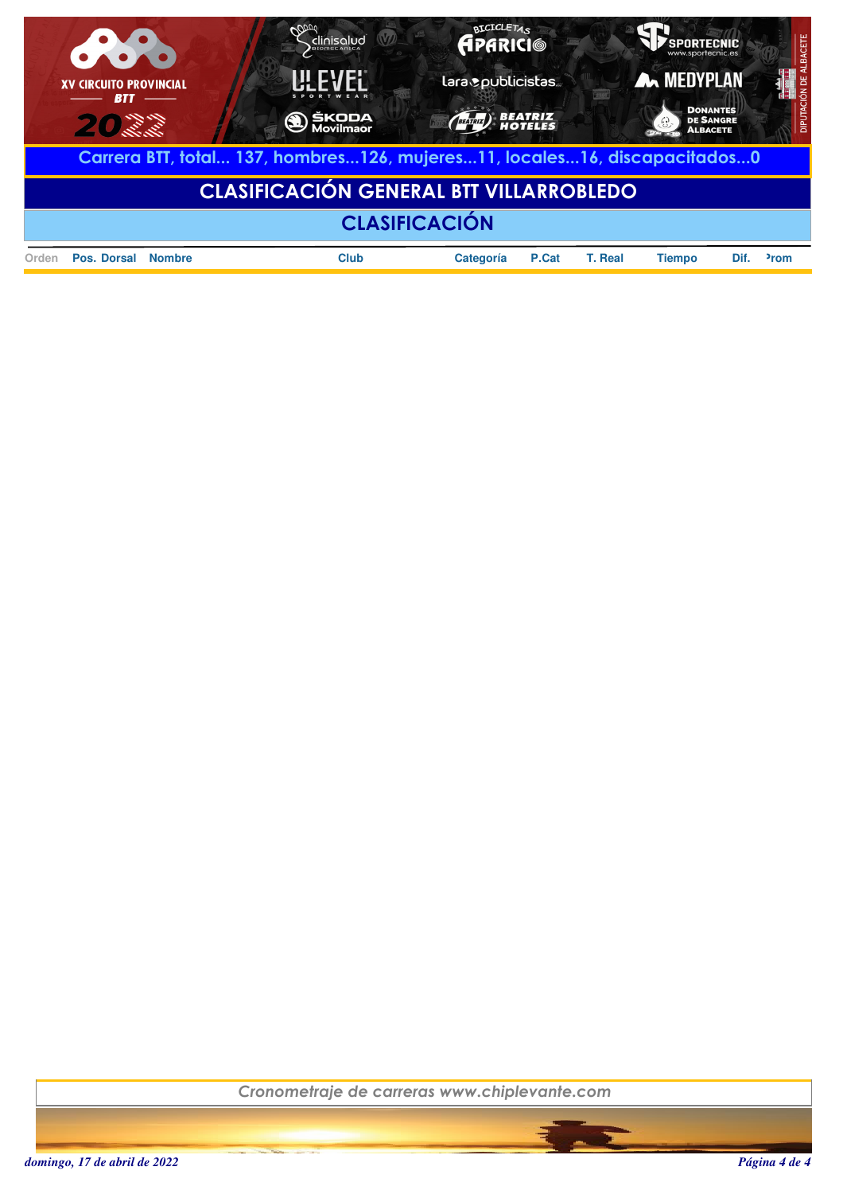Carrera BTT, total... 137, hombres...126, mujeres...11, locales...16, discapacitados...0

## CLASIFICACIÓN GENERAL BTT VILLARROBLEDO

### CLASIFICACIÓN

| Orden | Pos. | Dorsal | Nombre | Club | Categoría | P.Cat | T. Real | Tiempo | Dif. | Prom |
|---|---|---|---|---|---|---|---|---|---|---|

*Cronometraje de carreras www.chiplevante.com*

*domingo, 17 de abril de 2022*